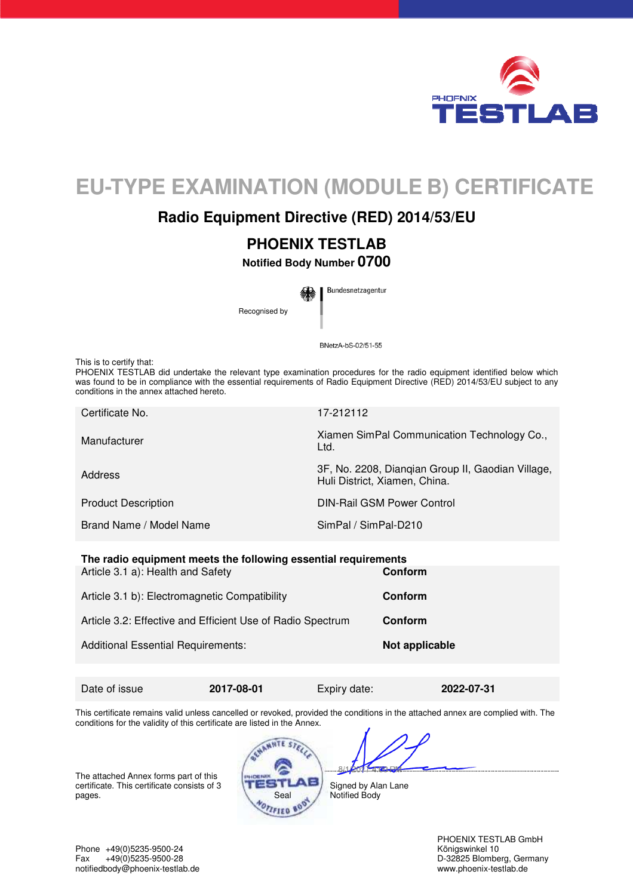# EU-TYPE EXAMINATION (MODULE B) CERTIFICATE

## Radio Equipment Directive (RED) 2014/53/EU

## PHOENIX TESTLAB

**Notified Body Number 0700**

Recognised by Bundesnetzagentur

BNetzA-bS-02/51-55

This is to certify that:
PHOENIX TESTLAB did undertake the relevant type examination procedures for the radio equipment identified below which was found to be in compliance with the essential requirements of Radio Equipment Directive (RED) 2014/53/EU subject to any conditions in the annex attached hereto.

| | |
|---|---|
| Certificate No. | 17-212112 |
| Manufacturer | Xiamen SimPal Communication Technology Co., Ltd. |
| Address | 3F, No. 2208, Dianqian Group II, Gaodian Village, Huli District, Xiamen, China. |
| Product Description | DIN-Rail GSM Power Control |
| Brand Name / Model Name | SimPal / SimPal-D210 |

**The radio equipment meets the following essential requirements**

| | |
|---|---|
| Article 3.1 a): Health and Safety | **Conform** |
| Article 3.1 b): Electromagnetic Compatibility | **Conform** |
| Article 3.2: Effective and Efficient Use of Radio Spectrum | **Conform** |
| Additional Essential Requirements: | **Not applicable** |

| | | | |
|---|---|---|---|
| Date of issue | **2017-08-01** | Expiry date: | **2022-07-31** |

This certificate remains valid unless cancelled or revoked, provided the conditions in the attached annex are complied with. The conditions for the validity of this certificate are listed in the Annex.

The attached Annex forms part of this certificate. This certificate consists of 3 pages.

Seal

8/1/2017

Signed by Alan Lane
Notified Body

Phone +49(0)5235-9500-24
Fax +49(0)5235-9500-28
notifiedbody@phoenix-testlab.de

PHOENIX TESTLAB GmbH
Königswinkel 10
D-32825 Blomberg, Germany
www.phoenix-testlab.de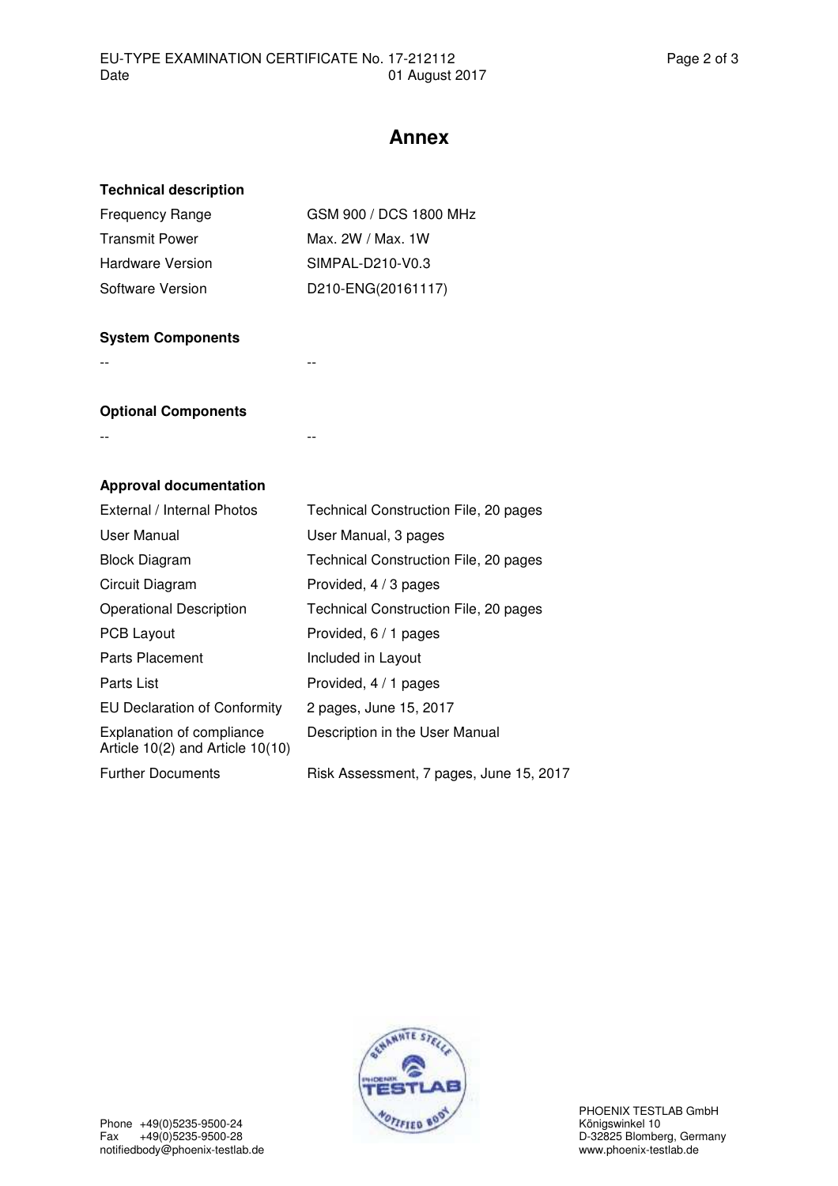# Annex

**Technical description**

| | |
|---|---|
| Frequency Range | GSM 900 / DCS 1800 MHz |
| Transmit Power | Max. 2W / Max. 1W |
| Hardware Version | SIMPAL-D210-V0.3 |
| Software Version | D210-ENG(20161117) |

**System Components**

| | |
|---|---|
| -- | -- |

**Optional Components**

| | |
|---|---|
| -- | -- |

**Approval documentation**

| | |
|---|---|
| External / Internal Photos | Technical Construction File, 20 pages |
| User Manual | User Manual, 3 pages |
| Block Diagram | Technical Construction File, 20 pages |
| Circuit Diagram | Provided, 4 / 3 pages |
| Operational Description | Technical Construction File, 20 pages |
| PCB Layout | Provided, 6 / 1 pages |
| Parts Placement | Included in Layout |
| Parts List | Provided, 4 / 1 pages |
| EU Declaration of Conformity | 2 pages, June 15, 2017 |
| Explanation of compliance Article 10(2) and Article 10(10) | Description in the User Manual |
| Further Documents | Risk Assessment, 7 pages, June 15, 2017 |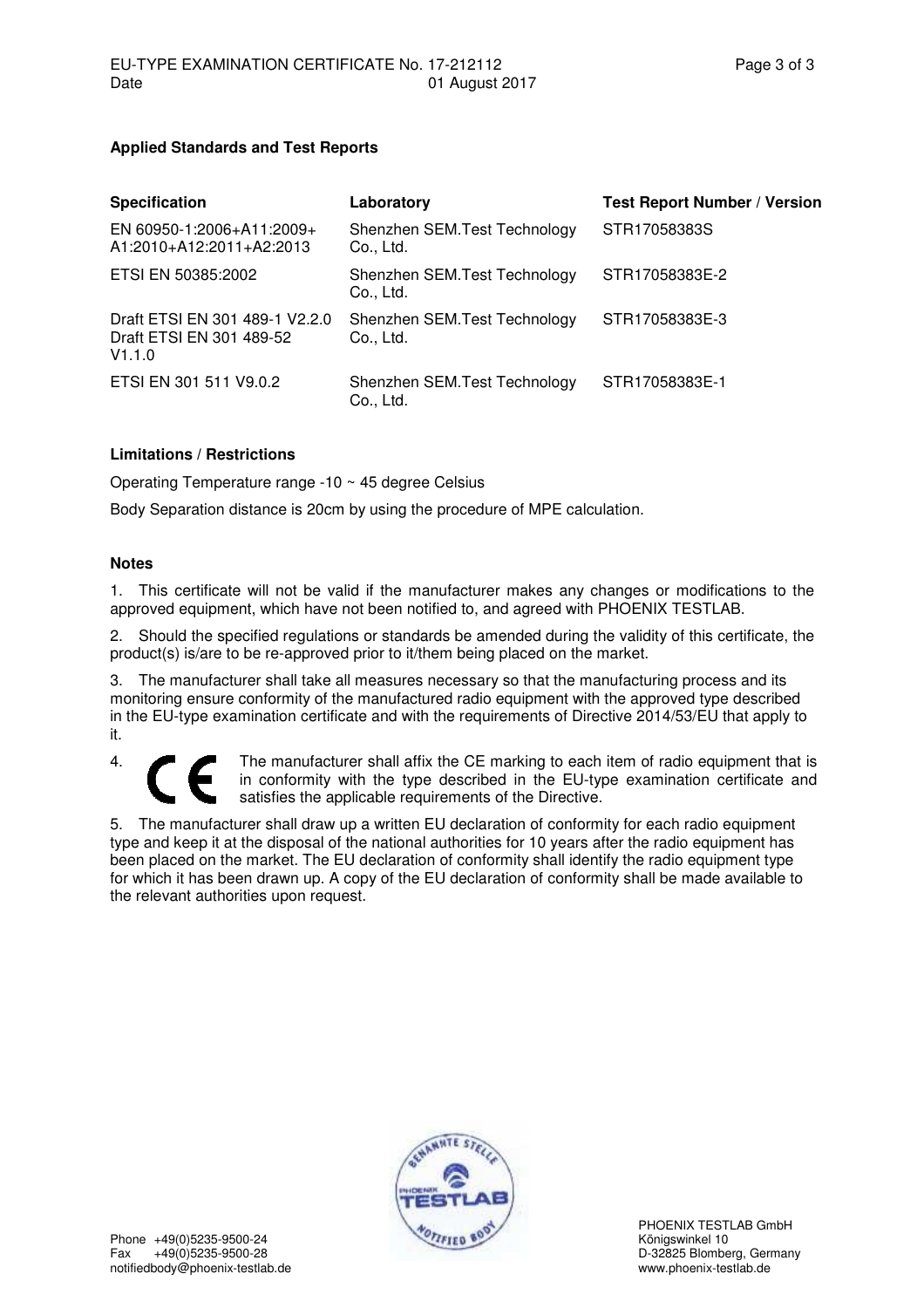**Applied Standards and Test Reports**

| Specification | Laboratory | Test Report Number / Version |
|---|---|---|
| EN 60950-1:2006+A11:2009+ A1:2010+A12:2011+A2:2013 | Shenzhen SEM.Test Technology Co., Ltd. | STR17058383S |
| ETSI EN 50385:2002 | Shenzhen SEM.Test Technology Co., Ltd. | STR17058383E-2 |
| Draft ETSI EN 301 489-1 V2.2.0 Draft ETSI EN 301 489-52 V1.1.0 | Shenzhen SEM.Test Technology Co., Ltd. | STR17058383E-3 |
| ETSI EN 301 511 V9.0.2 | Shenzhen SEM.Test Technology Co., Ltd. | STR17058383E-1 |

**Limitations / Restrictions**

Operating Temperature range -10 ~ 45 degree Celsius

Body Separation distance is 20cm by using the procedure of MPE calculation.

**Notes**

1. This certificate will not be valid if the manufacturer makes any changes or modifications to the approved equipment, which have not been notified to, and agreed with PHOENIX TESTLAB.

2. Should the specified regulations or standards be amended during the validity of this certificate, the product(s) is/are to be re-approved prior to it/them being placed on the market.

3. The manufacturer shall take all measures necessary so that the manufacturing process and its monitoring ensure conformity of the manufactured radio equipment with the approved type described in the EU-type examination certificate and with the requirements of Directive 2014/53/EU that apply to it.

4. CE The manufacturer shall affix the CE marking to each item of radio equipment that is in conformity with the type described in the EU-type examination certificate and satisfies the applicable requirements of the Directive.

5. The manufacturer shall draw up a written EU declaration of conformity for each radio equipment type and keep it at the disposal of the national authorities for 10 years after the radio equipment has been placed on the market. The EU declaration of conformity shall identify the radio equipment type for which it has been drawn up. A copy of the EU declaration of conformity shall be made available to the relevant authorities upon request.